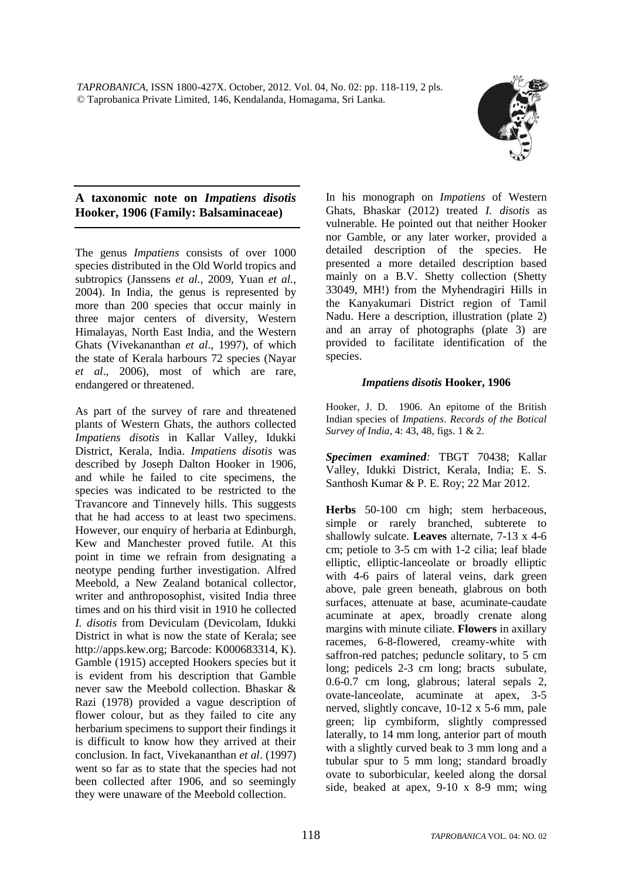## A taxonomic note on *Impatiens disotis* Hooker, 1906 (Family: Balsaminaceae)

The genus *Impatiens* consists of over 1000 species distributed in the Old World tropics and subtropics (Janssens *et al.*, 2009, Yuan *et al.*, 2004). In India, the genus is represented by more than 200 species that occur mainly in three major centers of diversity, Western Himalayas, North East India, and the Western Ghats (Vivekananthan *et al*., 1997), of which the state of Kerala harbours 72 species (Nayar *et al*., 2006), most of which are rare, endangered or threatened.

As part of the survey of rare and threatened plants of Western Ghats, the authors collected *Impatiens disotis* in Kallar Valley, Idukki District, Kerala, India. *Impatiens disotis* was described by Joseph Dalton Hooker in 1906, and while he failed to cite specimens, the species was indicated to be restricted to the Travancore and Tinnevely hills. This suggests that he had access to at least two specimens. However, our enquiry of herbaria at Edinburgh, Kew and Manchester proved futile. At this point in time we refrain from designating a neotype pending further investigation. Alfred Meebold, a New Zealand botanical collector, writer and anthroposophist, visited India three times and on his third visit in 1910 he collected *I. disotis* from Deviculam (Devicolam, Idukki District in what is now the state of Kerala; see http://apps.kew.org; Barcode: K000683314, K). Gamble (1915) accepted Hookers species but it is evident from his description that Gamble never saw the Meebold collection. Bhaskar & Razi (1978) provided a vague description of flower colour, but as they failed to cite any herbarium specimens to support their findings it is difficult to know how they arrived at their conclusion. In fact, Vivekananthan *et al*. (1997) went so far as to state that the species had not been collected after 1906, and so seemingly they were unaware of the Meebold collection.

In his monograph on *Impatiens* of Western Ghats, Bhaskar (2012) treated *I. disotis* as vulnerable. He pointed out that neither Hooker nor Gamble, or any later worker, provided a detailed description of the species. He presented a more detailed description based mainly on a B.V. Shetty collection (Shetty 33049, MH!) from the Myhendragiri Hills in the Kanyakumari District region of Tamil Nadu. Here a description, illustration (plate 2) and an array of photographs (plate 3) are provided to facilitate identification of the species.

### *Impatiens disotis* Hooker, 1906

Hooker, J. D. 1906. An epitome of the British Indian species of *Impatiens*. *Records of the Botical Survey of India*, 4: 43, 48, figs. 1 & 2.

***Specimen examined**:* TBGT 70438; Kallar Valley, Idukki District, Kerala, India; E. S. Santhosh Kumar & P. E. Roy; 22 Mar 2012.

**Herbs** 50-100 cm high; stem herbaceous, simple or rarely branched, subterete to shallowly sulcate. **Leaves** alternate, 7-13 x 4-6 cm; petiole to 3-5 cm with 1-2 cilia; leaf blade elliptic, elliptic-lanceolate or broadly elliptic with 4-6 pairs of lateral veins, dark green above, pale green beneath, glabrous on both surfaces, attenuate at base, acuminate-caudate acuminate at apex, broadly crenate along margins with minute ciliate. **Flowers** in axillary racemes, 6-8-flowered, creamy-white with saffron-red patches; peduncle solitary, to 5 cm long; pedicels 2-3 cm long; bracts subulate, 0.6-0.7 cm long, glabrous; lateral sepals 2, ovate-lanceolate, acuminate at apex, 3-5 nerved, slightly concave, 10-12 x 5-6 mm, pale green; lip cymbiform, slightly compressed laterally, to 14 mm long, anterior part of mouth with a slightly curved beak to 3 mm long and a tubular spur to 5 mm long; standard broadly ovate to suborbicular, keeled along the dorsal side, beaked at apex, 9-10 x 8-9 mm; wing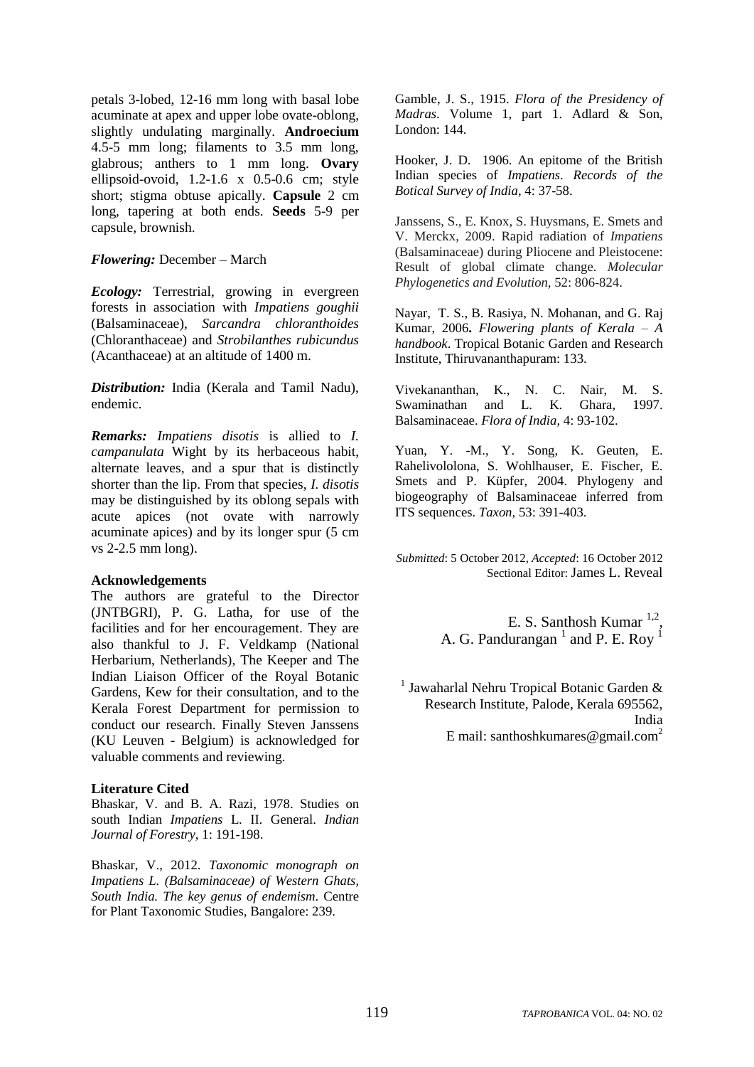petals 3-lobed, 12-16 mm long with basal lobe acuminate at apex and upper lobe ovate-oblong, slightly undulating marginally. **Androecium** 4.5-5 mm long; filaments to 3.5 mm long, glabrous; anthers to 1 mm long. **Ovary** ellipsoid-ovoid, 1.2-1.6 x 0.5-0.6 cm; style short; stigma obtuse apically. **Capsule** 2 cm long, tapering at both ends. **Seeds** 5-9 per capsule, brownish.

***Flowering:*** December – March

***Ecology:*** Terrestrial, growing in evergreen forests in association with *Impatiens goughii* (Balsaminaceae), *Sarcandra chloranthoides* (Chloranthaceae) and *Strobilanthes rubicundus* (Acanthaceae) at an altitude of 1400 m.

***Distribution:*** India (Kerala and Tamil Nadu), endemic.

***Remarks:*** *Impatiens disotis* is allied to *I. campanulata* Wight by its herbaceous habit, alternate leaves, and a spur that is distinctly shorter than the lip. From that species, *I. disotis* may be distinguished by its oblong sepals with acute apices (not ovate with narrowly acuminate apices) and by its longer spur (5 cm vs 2-2.5 mm long).

**Acknowledgements**

The authors are grateful to the Director (JNTBGRI), P. G. Latha, for use of the facilities and for her encouragement. They are also thankful to J. F. Veldkamp (National Herbarium, Netherlands), The Keeper and The Indian Liaison Officer of the Royal Botanic Gardens, Kew for their consultation, and to the Kerala Forest Department for permission to conduct our research. Finally Steven Janssens (KU Leuven - Belgium) is acknowledged for valuable comments and reviewing.

**Literature Cited**

Bhaskar, V. and B. A. Razi, 1978. Studies on south Indian *Impatiens* L. II. General. *Indian Journal of Forestry*, 1: 191-198.

Bhaskar, V., 2012. *Taxonomic monograph on Impatiens L. (Balsaminaceae) of Western Ghats, South India. The key genus of endemism*. Centre for Plant Taxonomic Studies, Bangalore: 239.

Gamble, J. S., 1915. *Flora of the Presidency of Madras*. Volume 1, part 1. Adlard & Son, London: 144.

Hooker, J. D. 1906. An epitome of the British Indian species of *Impatiens*. *Records of the Botical Survey of India*, 4: 37-58.

Janssens, S., E. Knox, S. Huysmans, E. Smets and V. Merckx, 2009. Rapid radiation of *Impatiens* (Balsaminaceae) during Pliocene and Pleistocene: Result of global climate change. *Molecular Phylogenetics and Evolution*, 52: 806-824.

Nayar, T. S., B. Rasiya, N. Mohanan, and G. Raj Kumar, 2006**.** *Flowering plants of Kerala – A handbook*. Tropical Botanic Garden and Research Institute, Thiruvananthapuram: 133.

Vivekananthan, K., N. C. Nair, M. S. Swaminathan and L. K. Ghara, 1997. Balsaminaceae. *Flora of India*, 4: 93-102.

Yuan, Y. -M., Y. Song, K. Geuten, E. Rahelivololona, S. Wohlhauser, E. Fischer, E. Smets and P. Küpfer, 2004. Phylogeny and biogeography of Balsaminaceae inferred from ITS sequences. *Taxon*, 53: 391-403.

*Submitted*: 5 October 2012, *Accepted*: 16 October 2012
Sectional Editor: James L. Reveal

E. S. Santhosh Kumar [1,2], A. G. Pandurangan [1] and P. E. Roy [1]

[1] Jawaharlal Nehru Tropical Botanic Garden & Research Institute, Palode, Kerala 695562, India
E mail: santhoshkumares@gmail.com[2]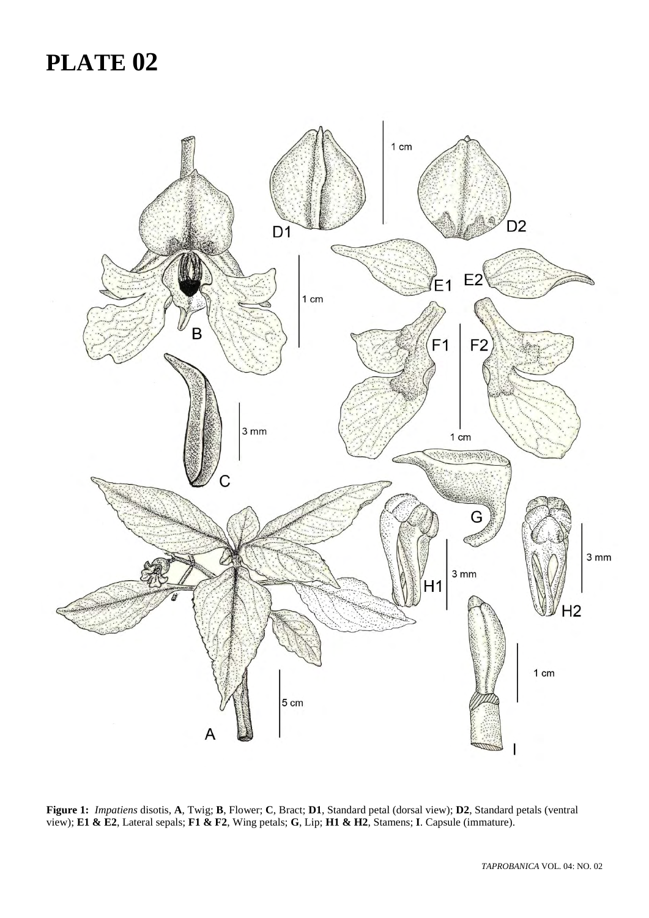# PLATE 02

**Figure 1:** *Impatiens* disotis, **A**, Twig; **B**, Flower; **C**, Bract; **D1**, Standard petal (dorsal view); **D2**, Standard petals (ventral view); **E1 & E2**, Lateral sepals; **F1 & F2**, Wing petals; **G**, Lip; **H1 & H2**, Stamens; **I**. Capsule (immature).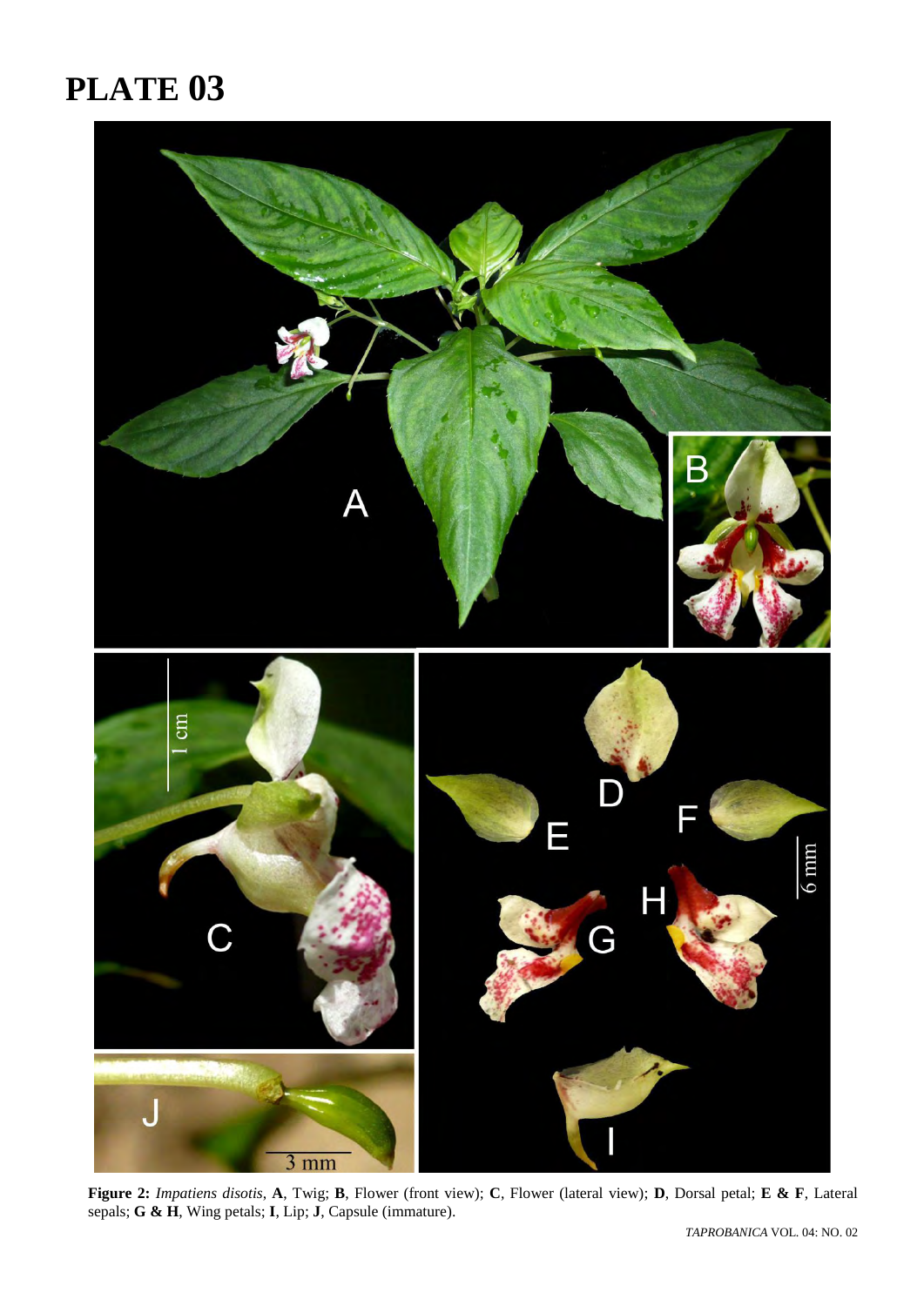# PLATE 03

**Figure 2:** *Impatiens disotis*, **A**, Twig; **B**, Flower (front view); **C**, Flower (lateral view); **D**, Dorsal petal; **E & F**, Lateral sepals; **G & H**, Wing petals; **I**, Lip; **J**, Capsule (immature).